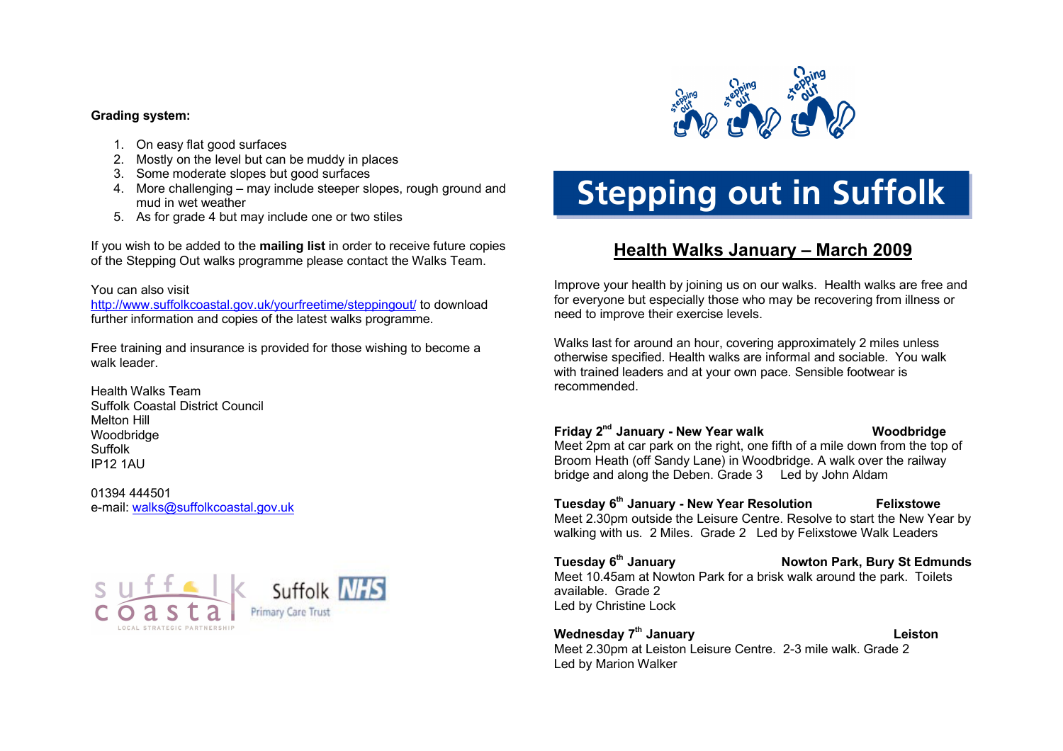**Grading system:**

1. On easy flat good surfaces
2. Mostly on the level but can be muddy in places
3. Some moderate slopes but good surfaces
4. More challenging – may include steeper slopes, rough ground and mud in wet weather
5. As for grade 4 but may include one or two stiles

If you wish to be added to the **mailing list** in order to receive future copies of the Stepping Out walks programme please contact the Walks Team.

You can also visit http://www.suffolkcoastal.gov.uk/yourfreetime/steppingout/ to download further information and copies of the latest walks programme.

Free training and insurance is provided for those wishing to become a walk leader.

Health Walks Team
Suffolk Coastal District Council
Melton Hill
Woodbridge
Suffolk
IP12 1AU

01394 444501
e-mail: walks@suffolkcoastal.gov.uk

suffolk coastal LOCAL STRATEGIC PARTNERSHIP

Suffolk NHS Primary Care Trust

stepping out

# Stepping out in Suffolk

## Health Walks January – March 2009

Improve your health by joining us on our walks. Health walks are free and for everyone but especially those who may be recovering from illness or need to improve their exercise levels.

Walks last for around an hour, covering approximately 2 miles unless otherwise specified. Health walks are informal and sociable. You walk with trained leaders and at your own pace. Sensible footwear is recommended.

**Friday 2nd January - New Year walk** **Woodbridge**
Meet 2pm at car park on the right, one fifth of a mile down from the top of Broom Heath (off Sandy Lane) in Woodbridge. A walk over the railway bridge and along the Deben. Grade 3 Led by John Aldam

**Tuesday 6th January - New Year Resolution** **Felixstowe**
Meet 2.30pm outside the Leisure Centre. Resolve to start the New Year by walking with us. 2 Miles. Grade 2 Led by Felixstowe Walk Leaders

**Tuesday 6th January** **Nowton Park, Bury St Edmunds**
Meet 10.45am at Nowton Park for a brisk walk around the park. Toilets available. Grade 2
Led by Christine Lock

**Wednesday 7th January** **Leiston**
Meet 2.30pm at Leiston Leisure Centre. 2-3 mile walk. Grade 2
Led by Marion Walker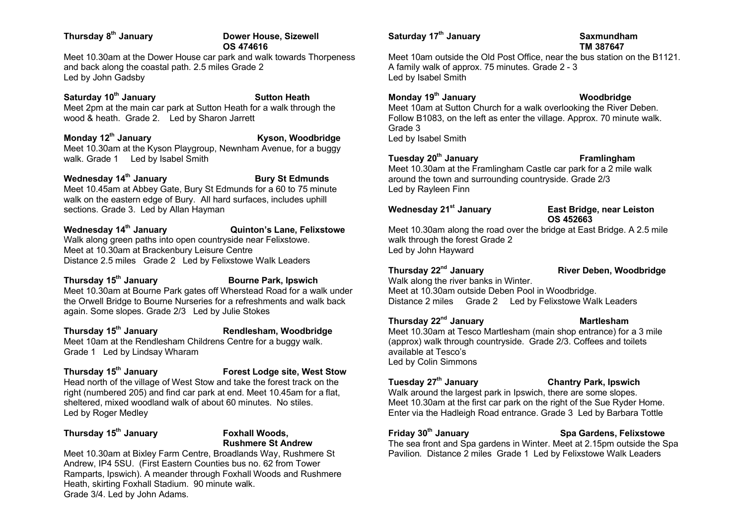**Thursday 8th January** **Dower House, Sizewell OS 474616**

Meet 10.30am at the Dower House car park and walk towards Thorpeness and back along the coastal path. 2.5 miles Grade 2
Led by John Gadsby

**Saturday 10th January** **Sutton Heath**

Meet 2pm at the main car park at Sutton Heath for a walk through the wood & heath. Grade 2. Led by Sharon Jarrett

**Monday 12th January** **Kyson, Woodbridge**

Meet 10.30am at the Kyson Playgroup, Newnham Avenue, for a buggy walk. Grade 1 Led by Isabel Smith

**Wednesday 14th January** **Bury St Edmunds**

Meet 10.45am at Abbey Gate, Bury St Edmunds for a 60 to 75 minute walk on the eastern edge of Bury. All hard surfaces, includes uphill sections. Grade 3. Led by Allan Hayman

**Wednesday 14th January** **Quinton's Lane, Felixstowe**

Walk along green paths into open countryside near Felixstowe.
Meet at 10.30am at Brackenbury Leisure Centre
Distance 2.5 miles Grade 2 Led by Felixstowe Walk Leaders

**Thursday 15th January** **Bourne Park, Ipswich**

Meet 10.30am at Bourne Park gates off Wherstead Road for a walk under the Orwell Bridge to Bourne Nurseries for a refreshments and walk back again. Some slopes. Grade 2/3 Led by Julie Stokes

**Thursday 15th January** **Rendlesham, Woodbridge**

Meet 10am at the Rendlesham Childrens Centre for a buggy walk.
Grade 1 Led by Lindsay Wharam

**Thursday 15th January** **Forest Lodge site, West Stow**

Head north of the village of West Stow and take the forest track on the right (numbered 205) and find car park at end. Meet 10.45am for a flat, sheltered, mixed woodland walk of about 60 minutes. No stiles.
Led by Roger Medley

**Thursday 15th January** **Foxhall Woods, Rushmere St Andrew**

Meet 10.30am at Bixley Farm Centre, Broadlands Way, Rushmere St Andrew, IP4 5SU. (First Eastern Counties bus no. 62 from Tower Ramparts, Ipswich). A meander through Foxhall Woods and Rushmere Heath, skirting Foxhall Stadium. 90 minute walk.
Grade 3/4. Led by John Adams.

**Saturday 17th January** **Saxmundham TM 387647**

Meet 10am outside the Old Post Office, near the bus station on the B1121.
A family walk of approx. 75 minutes. Grade 2 - 3
Led by Isabel Smith

**Monday 19th January** **Woodbridge**

Meet 10am at Sutton Church for a walk overlooking the River Deben.
Follow B1083, on the left as enter the village. Approx. 70 minute walk.
Grade 3
Led by Isabel Smith

**Tuesday 20th January** **Framlingham**

Meet 10.30am at the Framlingham Castle car park for a 2 mile walk around the town and surrounding countryside. Grade 2/3
Led by Rayleen Finn

**Wednesday 21st January** **East Bridge, near Leiston OS 452663**

Meet 10.30am along the road over the bridge at East Bridge. A 2.5 mile walk through the forest Grade 2
Led by John Hayward

**Thursday 22nd January** **River Deben, Woodbridge**

Walk along the river banks in Winter.
Meet at 10.30am outside Deben Pool in Woodbridge.
Distance 2 miles Grade 2 Led by Felixstowe Walk Leaders

**Thursday 22nd January** **Martlesham**

Meet 10.30am at Tesco Martlesham (main shop entrance) for a 3 mile (approx) walk through countryside. Grade 2/3. Coffees and toilets available at Tesco's
Led by Colin Simmons

**Tuesday 27th January** **Chantry Park, Ipswich**

Walk around the largest park in Ipswich, there are some slopes.
Meet 10.30am at the first car park on the right of the Sue Ryder Home.
Enter via the Hadleigh Road entrance. Grade 3 Led by Barbara Tottle

**Friday 30th January** **Spa Gardens, Felixstowe**

The sea front and Spa gardens in Winter. Meet at 2.15pm outside the Spa Pavilion. Distance 2 miles Grade 1 Led by Felixstowe Walk Leaders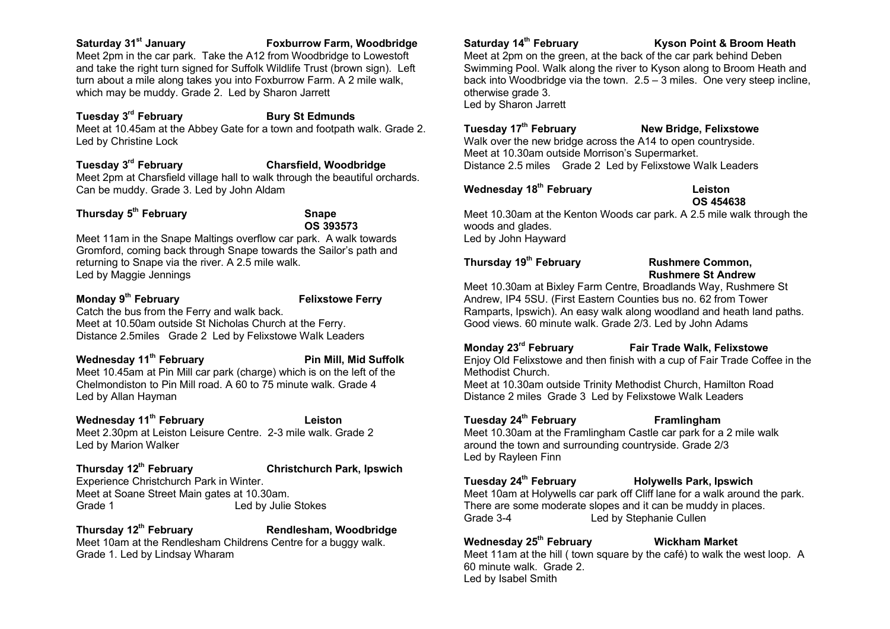**Saturday 31st January** **Foxburrow Farm, Woodbridge**

Meet 2pm in the car park. Take the A12 from Woodbridge to Lowestoft and take the right turn signed for Suffolk Wildlife Trust (brown sign). Left turn about a mile along takes you into Foxburrow Farm. A 2 mile walk, which may be muddy. Grade 2. Led by Sharon Jarrett

**Tuesday 3rd February** **Bury St Edmunds**

Meet at 10.45am at the Abbey Gate for a town and footpath walk. Grade 2. Led by Christine Lock

**Tuesday 3rd February** **Charsfield, Woodbridge**

Meet 2pm at Charsfield village hall to walk through the beautiful orchards. Can be muddy. Grade 3. Led by John Aldam

**Thursday 5th February** **Snape**
**OS 393573**

Meet 11am in the Snape Maltings overflow car park. A walk towards Gromford, coming back through Snape towards the Sailor's path and returning to Snape via the river. A 2.5 mile walk.
Led by Maggie Jennings

**Monday 9th February** **Felixstowe Ferry**

Catch the bus from the Ferry and walk back.
Meet at 10.50am outside St Nicholas Church at the Ferry.
Distance 2.5miles Grade 2 Led by Felixstowe Walk Leaders

**Wednesday 11th February** **Pin Mill, Mid Suffolk**

Meet 10.45am at Pin Mill car park (charge) which is on the left of the Chelmondiston to Pin Mill road. A 60 to 75 minute walk. Grade 4
Led by Allan Hayman

**Wednesday 11th February** **Leiston**

Meet 2.30pm at Leiston Leisure Centre. 2-3 mile walk. Grade 2
Led by Marion Walker

**Thursday 12th February** **Christchurch Park, Ipswich**

Experience Christchurch Park in Winter.
Meet at Soane Street Main gates at 10.30am.
Grade 1 Led by Julie Stokes

**Thursday 12th February** **Rendlesham, Woodbridge**

Meet 10am at the Rendlesham Childrens Centre for a buggy walk.
Grade 1. Led by Lindsay Wharam

**Saturday 14th February** **Kyson Point & Broom Heath**

Meet at 2pm on the green, at the back of the car park behind Deben Swimming Pool. Walk along the river to Kyson along to Broom Heath and back into Woodbridge via the town. 2.5 – 3 miles. One very steep incline, otherwise grade 3.
Led by Sharon Jarrett

**Tuesday 17th February** **New Bridge, Felixstowe**

Walk over the new bridge across the A14 to open countryside.
Meet at 10.30am outside Morrison's Supermarket.
Distance 2.5 miles Grade 2 Led by Felixstowe Walk Leaders

**Wednesday 18th February** **Leiston**
**OS 454638**

Meet 10.30am at the Kenton Woods car park. A 2.5 mile walk through the woods and glades.
Led by John Hayward

**Thursday 19th February** **Rushmere Common, Rushmere St Andrew**

Meet 10.30am at Bixley Farm Centre, Broadlands Way, Rushmere St Andrew, IP4 5SU. (First Eastern Counties bus no. 62 from Tower Ramparts, Ipswich). An easy walk along woodland and heath land paths. Good views. 60 minute walk. Grade 2/3. Led by John Adams

**Monday 23rd February** **Fair Trade Walk, Felixstowe**

Enjoy Old Felixstowe and then finish with a cup of Fair Trade Coffee in the Methodist Church.
Meet at 10.30am outside Trinity Methodist Church, Hamilton Road
Distance 2 miles Grade 3 Led by Felixstowe Walk Leaders

**Tuesday 24th February** **Framlingham**

Meet 10.30am at the Framlingham Castle car park for a 2 mile walk around the town and surrounding countryside. Grade 2/3
Led by Rayleen Finn

**Tuesday 24th February** **Holywells Park, Ipswich**

Meet 10am at Holywells car park off Cliff lane for a walk around the park. There are some moderate slopes and it can be muddy in places.
Grade 3-4 Led by Stephanie Cullen

**Wednesday 25th February** **Wickham Market**

Meet 11am at the hill ( town square by the café) to walk the west loop. A 60 minute walk. Grade 2.
Led by Isabel Smith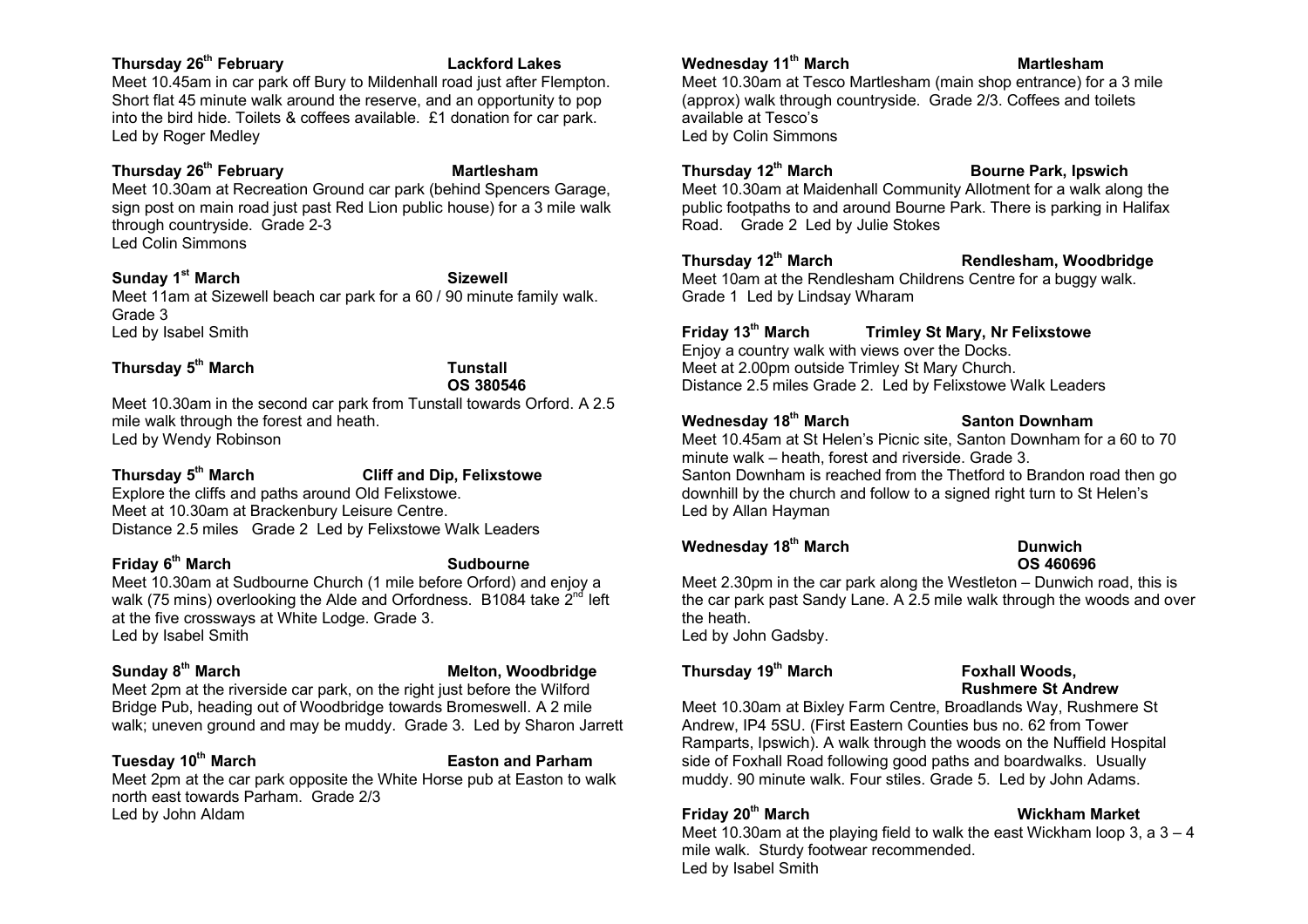**Thursday 26th February** **Lackford Lakes**

Meet 10.45am in car park off Bury to Mildenhall road just after Flempton. Short flat 45 minute walk around the reserve, and an opportunity to pop into the bird hide. Toilets & coffees available. £1 donation for car park. Led by Roger Medley

**Thursday 26th February** **Martlesham**

Meet 10.30am at Recreation Ground car park (behind Spencers Garage, sign post on main road just past Red Lion public house) for a 3 mile walk through countryside. Grade 2-3
Led Colin Simmons

**Sunday 1st March** **Sizewell**

Meet 11am at Sizewell beach car park for a 60 / 90 minute family walk. Grade 3
Led by Isabel Smith

**Thursday 5th March** **Tunstall OS 380546**

Meet 10.30am in the second car park from Tunstall towards Orford. A 2.5 mile walk through the forest and heath.
Led by Wendy Robinson

**Thursday 5th March** **Cliff and Dip, Felixstowe**

Explore the cliffs and paths around Old Felixstowe.
Meet at 10.30am at Brackenbury Leisure Centre.
Distance 2.5 miles Grade 2 Led by Felixstowe Walk Leaders

**Friday 6th March** **Sudbourne**

Meet 10.30am at Sudbourne Church (1 mile before Orford) and enjoy a walk (75 mins) overlooking the Alde and Orfordness. B1084 take 2nd left at the five crossways at White Lodge. Grade 3.
Led by Isabel Smith

**Sunday 8th March** **Melton, Woodbridge**

Meet 2pm at the riverside car park, on the right just before the Wilford Bridge Pub, heading out of Woodbridge towards Bromeswell. A 2 mile walk; uneven ground and may be muddy. Grade 3. Led by Sharon Jarrett

**Tuesday 10th March** **Easton and Parham**

Meet 2pm at the car park opposite the White Horse pub at Easton to walk north east towards Parham. Grade 2/3
Led by John Aldam

**Wednesday 11th March** **Martlesham**

Meet 10.30am at Tesco Martlesham (main shop entrance) for a 3 mile (approx) walk through countryside. Grade 2/3. Coffees and toilets available at Tesco's
Led by Colin Simmons

**Thursday 12th March** **Bourne Park, Ipswich**

Meet 10.30am at Maidenhall Community Allotment for a walk along the public footpaths to and around Bourne Park. There is parking in Halifax Road. Grade 2 Led by Julie Stokes

**Thursday 12th March** **Rendlesham, Woodbridge**

Meet 10am at the Rendlesham Childrens Centre for a buggy walk.
Grade 1 Led by Lindsay Wharam

**Friday 13th March** **Trimley St Mary, Nr Felixstowe**

Enjoy a country walk with views over the Docks.
Meet at 2.00pm outside Trimley St Mary Church.
Distance 2.5 miles Grade 2. Led by Felixstowe Walk Leaders

**Wednesday 18th March** **Santon Downham**

Meet 10.45am at St Helen's Picnic site, Santon Downham for a 60 to 70 minute walk – heath, forest and riverside. Grade 3.
Santon Downham is reached from the Thetford to Brandon road then go downhill by the church and follow to a signed right turn to St Helen's
Led by Allan Hayman

**Wednesday 18th March** **Dunwich OS 460696**

Meet 2.30pm in the car park along the Westleton – Dunwich road, this is the car park past Sandy Lane. A 2.5 mile walk through the woods and over the heath.
Led by John Gadsby.

**Thursday 19th March** **Foxhall Woods, Rushmere St Andrew**

Meet 10.30am at Bixley Farm Centre, Broadlands Way, Rushmere St Andrew, IP4 5SU. (First Eastern Counties bus no. 62 from Tower Ramparts, Ipswich). A walk through the woods on the Nuffield Hospital side of Foxhall Road following good paths and boardwalks. Usually muddy. 90 minute walk. Four stiles. Grade 5. Led by John Adams.

**Friday 20th March** **Wickham Market**

Meet 10.30am at the playing field to walk the east Wickham loop 3, a 3 – 4 mile walk. Sturdy footwear recommended.
Led by Isabel Smith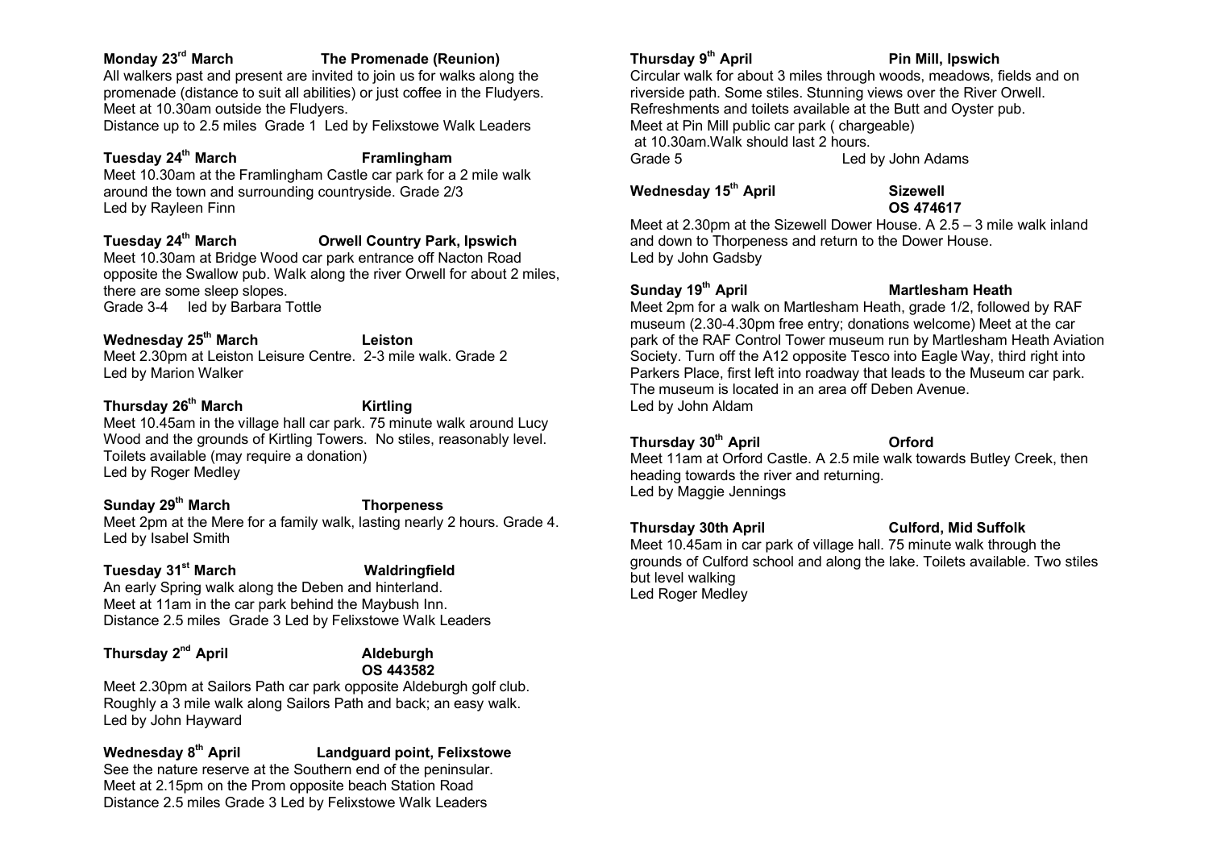**Monday 23rd March** **The Promenade (Reunion)**

All walkers past and present are invited to join us for walks along the promenade (distance to suit all abilities) or just coffee in the Fludyers.
Meet at 10.30am outside the Fludyers.
Distance up to 2.5 miles Grade 1 Led by Felixstowe Walk Leaders

**Tuesday 24th March** **Framlingham**

Meet 10.30am at the Framlingham Castle car park for a 2 mile walk around the town and surrounding countryside. Grade 2/3
Led by Rayleen Finn

**Tuesday 24th March** **Orwell Country Park, Ipswich**

Meet 10.30am at Bridge Wood car park entrance off Nacton Road opposite the Swallow pub. Walk along the river Orwell for about 2 miles, there are some sleep slopes.
Grade 3-4 led by Barbara Tottle

**Wednesday 25th March** **Leiston**

Meet 2.30pm at Leiston Leisure Centre. 2-3 mile walk. Grade 2
Led by Marion Walker

**Thursday 26th March** **Kirtling**

Meet 10.45am in the village hall car park. 75 minute walk around Lucy Wood and the grounds of Kirtling Towers. No stiles, reasonably level.
Toilets available (may require a donation)
Led by Roger Medley

**Sunday 29th March** **Thorpeness**

Meet 2pm at the Mere for a family walk, lasting nearly 2 hours. Grade 4.
Led by Isabel Smith

**Tuesday 31st March** **Waldringfield**

An early Spring walk along the Deben and hinterland.
Meet at 11am in the car park behind the Maybush Inn.
Distance 2.5 miles Grade 3 Led by Felixstowe Walk Leaders

**Thursday 2nd April** **Aldeburgh**
**OS 443582**

Meet 2.30pm at Sailors Path car park opposite Aldeburgh golf club.
Roughly a 3 mile walk along Sailors Path and back; an easy walk.
Led by John Hayward

**Wednesday 8th April** **Landguard point, Felixstowe**

See the nature reserve at the Southern end of the peninsular.
Meet at 2.15pm on the Prom opposite beach Station Road
Distance 2.5 miles Grade 3 Led by Felixstowe Walk Leaders

**Thursday 9th April** **Pin Mill, Ipswich**

Circular walk for about 3 miles through woods, meadows, fields and on riverside path. Some stiles. Stunning views over the River Orwell.
Refreshments and toilets available at the Butt and Oyster pub.
Meet at Pin Mill public car park ( chargeable)
at 10.30am.Walk should last 2 hours.
Grade 5 Led by John Adams

**Wednesday 15th April** **Sizewell**
**OS 474617**

Meet at 2.30pm at the Sizewell Dower House. A 2.5 – 3 mile walk inland and down to Thorpeness and return to the Dower House.
Led by John Gadsby

**Sunday 19th April** **Martlesham Heath**

Meet 2pm for a walk on Martlesham Heath, grade 1/2, followed by RAF museum (2.30-4.30pm free entry; donations welcome) Meet at the car park of the RAF Control Tower museum run by Martlesham Heath Aviation Society. Turn off the A12 opposite Tesco into Eagle Way, third right into Parkers Place, first left into roadway that leads to the Museum car park.
The museum is located in an area off Deben Avenue.
Led by John Aldam

**Thursday 30th April** **Orford**

Meet 11am at Orford Castle. A 2.5 mile walk towards Butley Creek, then heading towards the river and returning.
Led by Maggie Jennings

**Thursday 30th April** **Culford, Mid Suffolk**

Meet 10.45am in car park of village hall. 75 minute walk through the grounds of Culford school and along the lake. Toilets available. Two stiles but level walking
Led Roger Medley